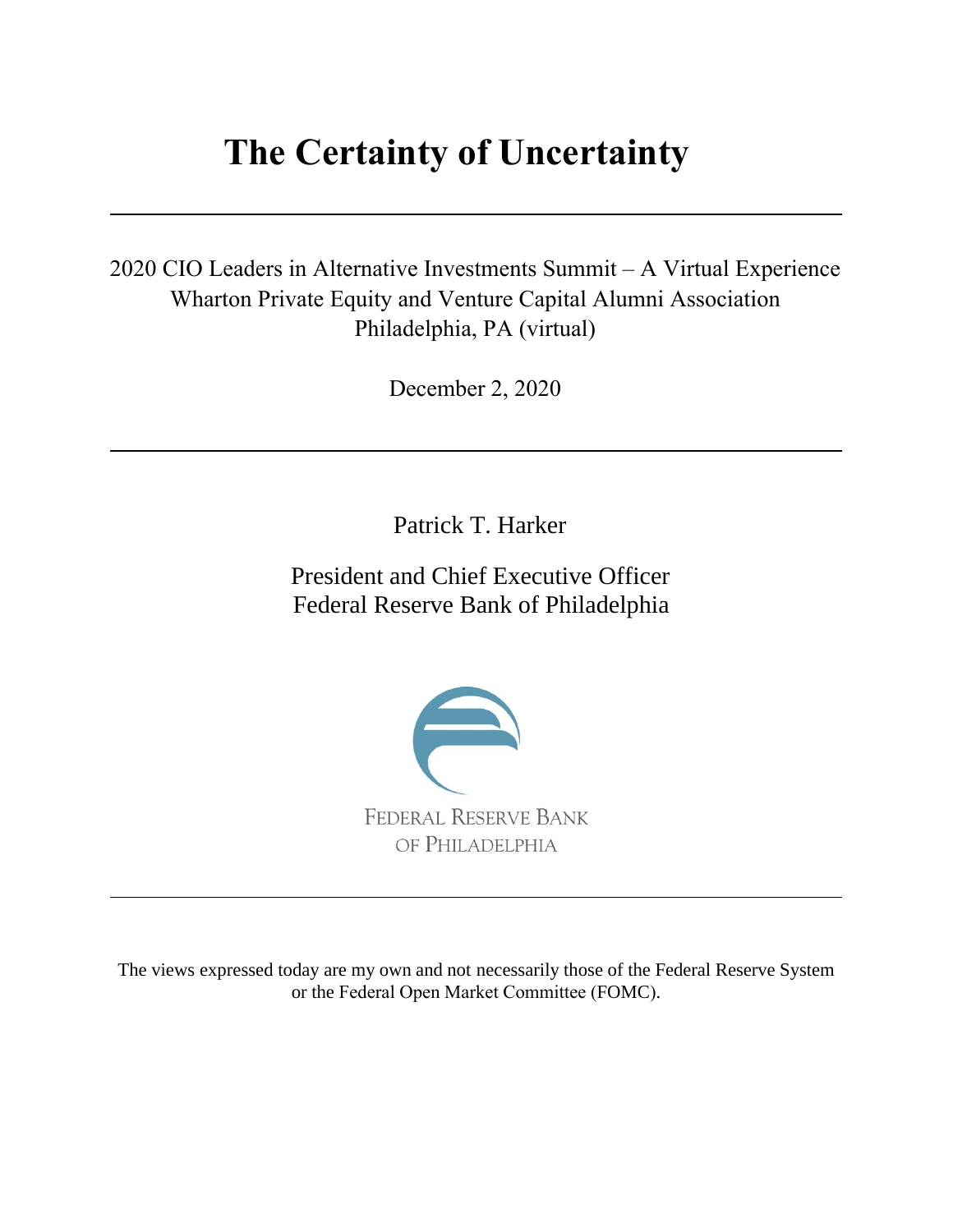# The Certainty of Uncertainty

---

2020 CIO Leaders in Alternative Investments Summit – A Virtual Experience
Wharton Private Equity and Venture Capital Alumni Association
Philadelphia, PA (virtual)

December 2, 2020

---

Patrick T. Harker

President and Chief Executive Officer
Federal Reserve Bank of Philadelphia

FEDERAL RESERVE BANK
OF PHILADELPHIA

---

The views expressed today are my own and not necessarily those of the Federal Reserve System or the Federal Open Market Committee (FOMC).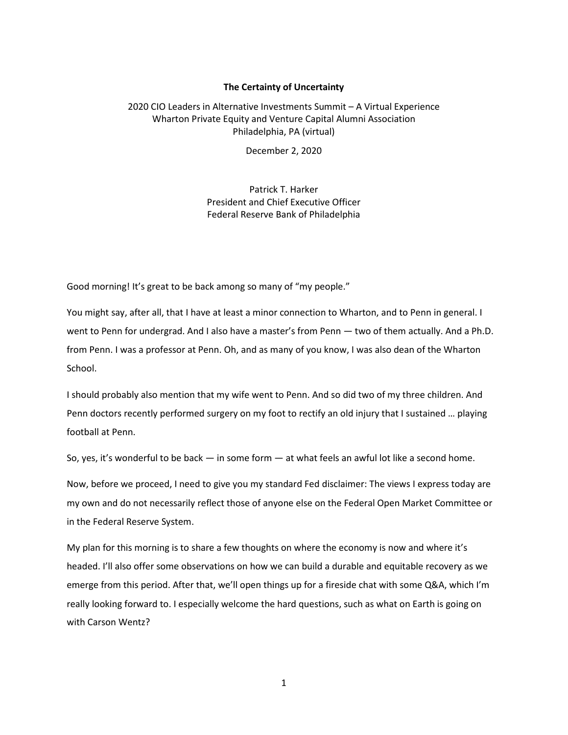**The Certainty of Uncertainty**

2020 CIO Leaders in Alternative Investments Summit – A Virtual Experience
Wharton Private Equity and Venture Capital Alumni Association
Philadelphia, PA (virtual)

December 2, 2020

Patrick T. Harker
President and Chief Executive Officer
Federal Reserve Bank of Philadelphia

Good morning! It's great to be back among so many of "my people."

You might say, after all, that I have at least a minor connection to Wharton, and to Penn in general. I went to Penn for undergrad. And I also have a master's from Penn — two of them actually. And a Ph.D. from Penn. I was a professor at Penn. Oh, and as many of you know, I was also dean of the Wharton School.

I should probably also mention that my wife went to Penn. And so did two of my three children. And Penn doctors recently performed surgery on my foot to rectify an old injury that I sustained … playing football at Penn.

So, yes, it's wonderful to be back — in some form — at what feels an awful lot like a second home.

Now, before we proceed, I need to give you my standard Fed disclaimer: The views I express today are my own and do not necessarily reflect those of anyone else on the Federal Open Market Committee or in the Federal Reserve System.

My plan for this morning is to share a few thoughts on where the economy is now and where it's headed. I'll also offer some observations on how we can build a durable and equitable recovery as we emerge from this period. After that, we'll open things up for a fireside chat with some Q&A, which I'm really looking forward to. I especially welcome the hard questions, such as what on Earth is going on with Carson Wentz?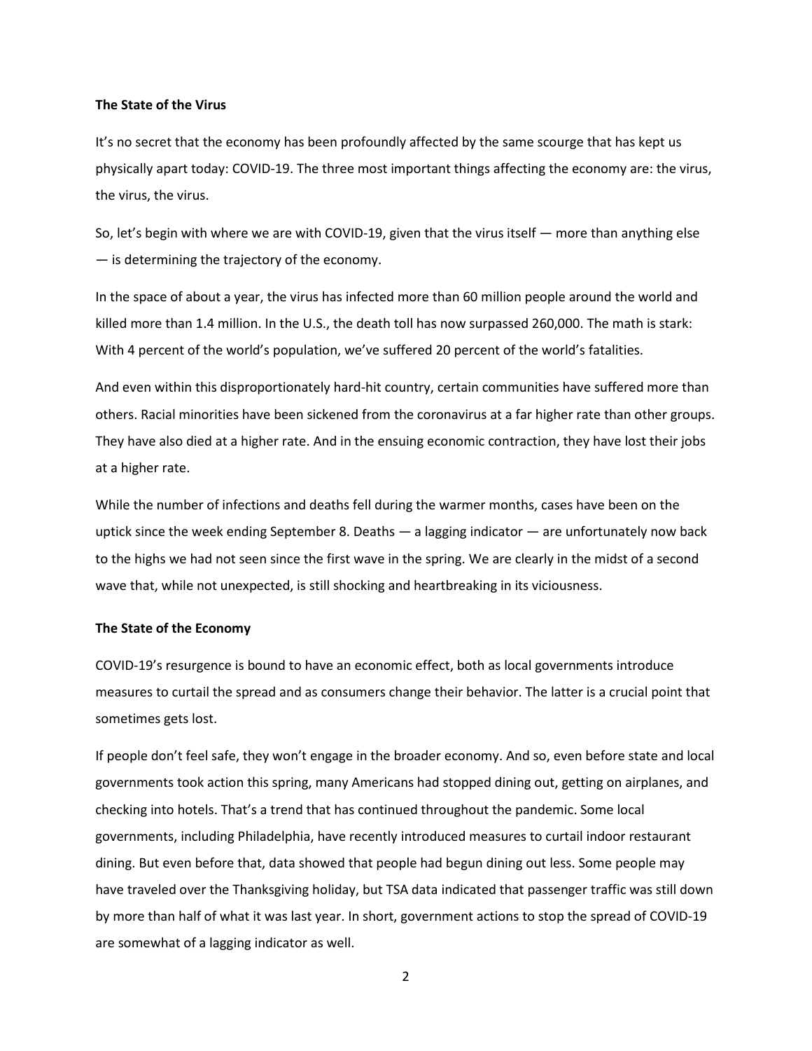**The State of the Virus**

It's no secret that the economy has been profoundly affected by the same scourge that has kept us physically apart today: COVID-19. The three most important things affecting the economy are: the virus, the virus, the virus.

So, let's begin with where we are with COVID-19, given that the virus itself — more than anything else — is determining the trajectory of the economy.

In the space of about a year, the virus has infected more than 60 million people around the world and killed more than 1.4 million. In the U.S., the death toll has now surpassed 260,000. The math is stark: With 4 percent of the world's population, we've suffered 20 percent of the world's fatalities.

And even within this disproportionately hard-hit country, certain communities have suffered more than others. Racial minorities have been sickened from the coronavirus at a far higher rate than other groups. They have also died at a higher rate. And in the ensuing economic contraction, they have lost their jobs at a higher rate.

While the number of infections and deaths fell during the warmer months, cases have been on the uptick since the week ending September 8. Deaths — a lagging indicator — are unfortunately now back to the highs we had not seen since the first wave in the spring. We are clearly in the midst of a second wave that, while not unexpected, is still shocking and heartbreaking in its viciousness.

**The State of the Economy**

COVID-19's resurgence is bound to have an economic effect, both as local governments introduce measures to curtail the spread and as consumers change their behavior. The latter is a crucial point that sometimes gets lost.

If people don't feel safe, they won't engage in the broader economy. And so, even before state and local governments took action this spring, many Americans had stopped dining out, getting on airplanes, and checking into hotels. That's a trend that has continued throughout the pandemic. Some local governments, including Philadelphia, have recently introduced measures to curtail indoor restaurant dining. But even before that, data showed that people had begun dining out less. Some people may have traveled over the Thanksgiving holiday, but TSA data indicated that passenger traffic was still down by more than half of what it was last year. In short, government actions to stop the spread of COVID-19 are somewhat of a lagging indicator as well.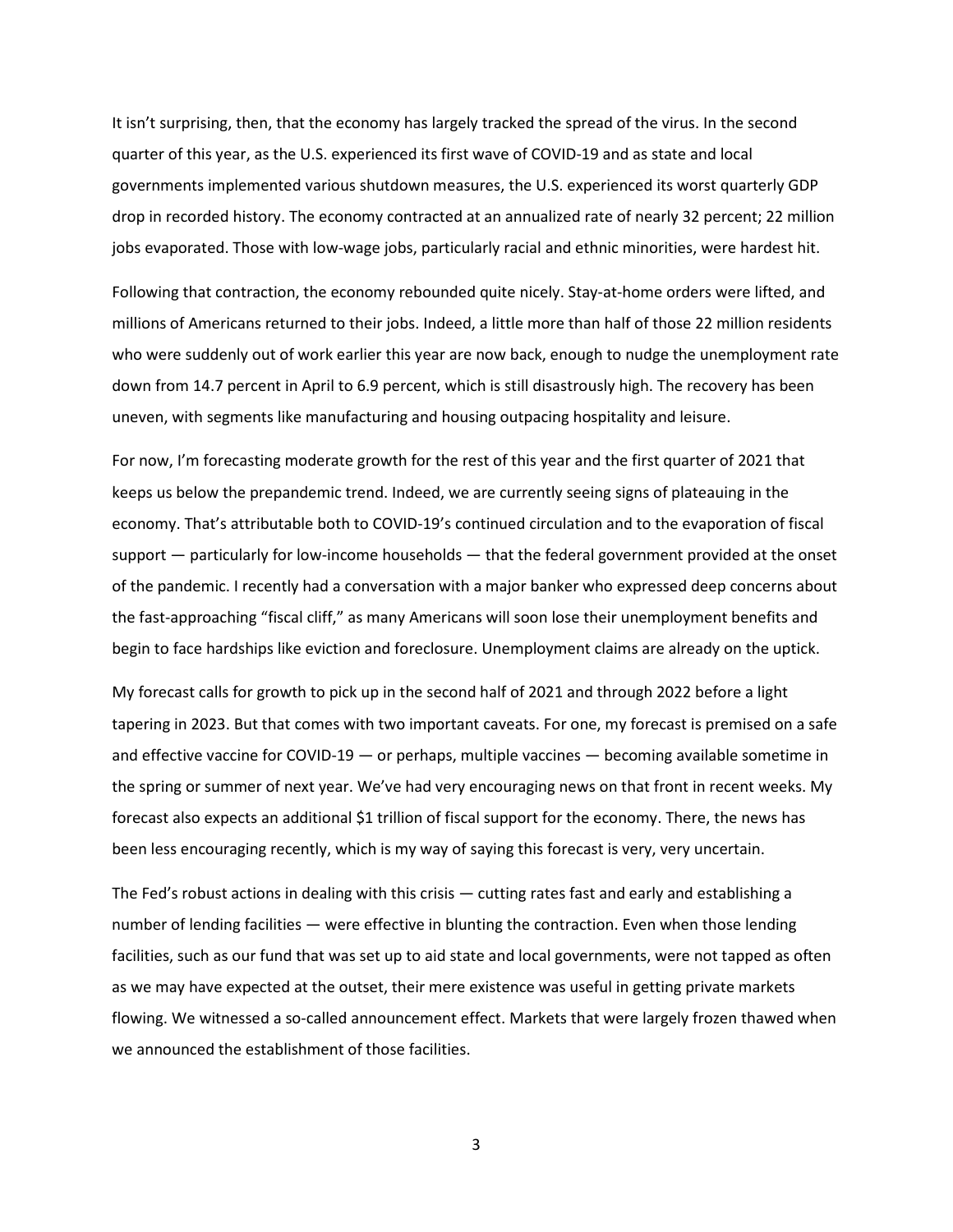It isn't surprising, then, that the economy has largely tracked the spread of the virus. In the second quarter of this year, as the U.S. experienced its first wave of COVID-19 and as state and local governments implemented various shutdown measures, the U.S. experienced its worst quarterly GDP drop in recorded history. The economy contracted at an annualized rate of nearly 32 percent; 22 million jobs evaporated. Those with low-wage jobs, particularly racial and ethnic minorities, were hardest hit.

Following that contraction, the economy rebounded quite nicely. Stay-at-home orders were lifted, and millions of Americans returned to their jobs. Indeed, a little more than half of those 22 million residents who were suddenly out of work earlier this year are now back, enough to nudge the unemployment rate down from 14.7 percent in April to 6.9 percent, which is still disastrously high. The recovery has been uneven, with segments like manufacturing and housing outpacing hospitality and leisure.

For now, I'm forecasting moderate growth for the rest of this year and the first quarter of 2021 that keeps us below the prepandemic trend. Indeed, we are currently seeing signs of plateauing in the economy. That's attributable both to COVID-19's continued circulation and to the evaporation of fiscal support — particularly for low-income households — that the federal government provided at the onset of the pandemic. I recently had a conversation with a major banker who expressed deep concerns about the fast-approaching "fiscal cliff," as many Americans will soon lose their unemployment benefits and begin to face hardships like eviction and foreclosure. Unemployment claims are already on the uptick.

My forecast calls for growth to pick up in the second half of 2021 and through 2022 before a light tapering in 2023. But that comes with two important caveats. For one, my forecast is premised on a safe and effective vaccine for COVID-19 — or perhaps, multiple vaccines — becoming available sometime in the spring or summer of next year. We've had very encouraging news on that front in recent weeks. My forecast also expects an additional $1 trillion of fiscal support for the economy. There, the news has been less encouraging recently, which is my way of saying this forecast is very, very uncertain.

The Fed's robust actions in dealing with this crisis — cutting rates fast and early and establishing a number of lending facilities — were effective in blunting the contraction. Even when those lending facilities, such as our fund that was set up to aid state and local governments, were not tapped as often as we may have expected at the outset, their mere existence was useful in getting private markets flowing. We witnessed a so-called announcement effect. Markets that were largely frozen thawed when we announced the establishment of those facilities.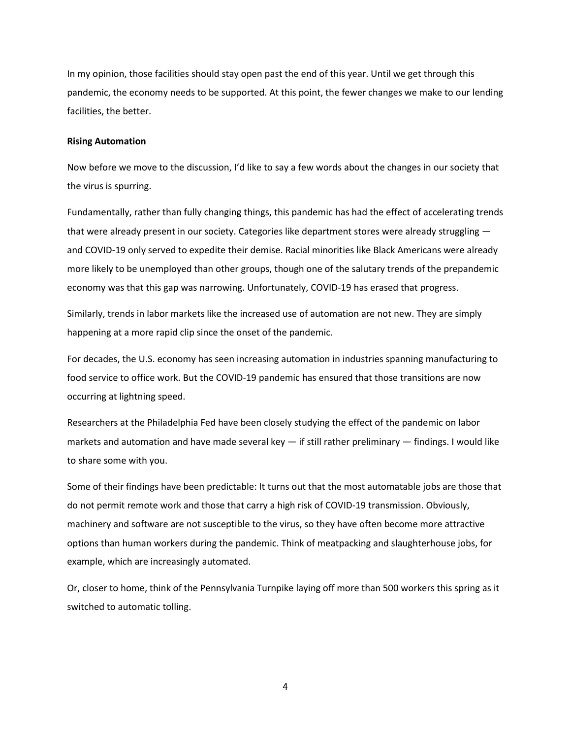In my opinion, those facilities should stay open past the end of this year. Until we get through this pandemic, the economy needs to be supported. At this point, the fewer changes we make to our lending facilities, the better.

**Rising Automation**

Now before we move to the discussion, I'd like to say a few words about the changes in our society that the virus is spurring.

Fundamentally, rather than fully changing things, this pandemic has had the effect of accelerating trends that were already present in our society. Categories like department stores were already struggling — and COVID-19 only served to expedite their demise. Racial minorities like Black Americans were already more likely to be unemployed than other groups, though one of the salutary trends of the prepandemic economy was that this gap was narrowing. Unfortunately, COVID-19 has erased that progress.

Similarly, trends in labor markets like the increased use of automation are not new. They are simply happening at a more rapid clip since the onset of the pandemic.

For decades, the U.S. economy has seen increasing automation in industries spanning manufacturing to food service to office work. But the COVID-19 pandemic has ensured that those transitions are now occurring at lightning speed.

Researchers at the Philadelphia Fed have been closely studying the effect of the pandemic on labor markets and automation and have made several key — if still rather preliminary — findings. I would like to share some with you.

Some of their findings have been predictable: It turns out that the most automatable jobs are those that do not permit remote work and those that carry a high risk of COVID-19 transmission. Obviously, machinery and software are not susceptible to the virus, so they have often become more attractive options than human workers during the pandemic. Think of meatpacking and slaughterhouse jobs, for example, which are increasingly automated.

Or, closer to home, think of the Pennsylvania Turnpike laying off more than 500 workers this spring as it switched to automatic tolling.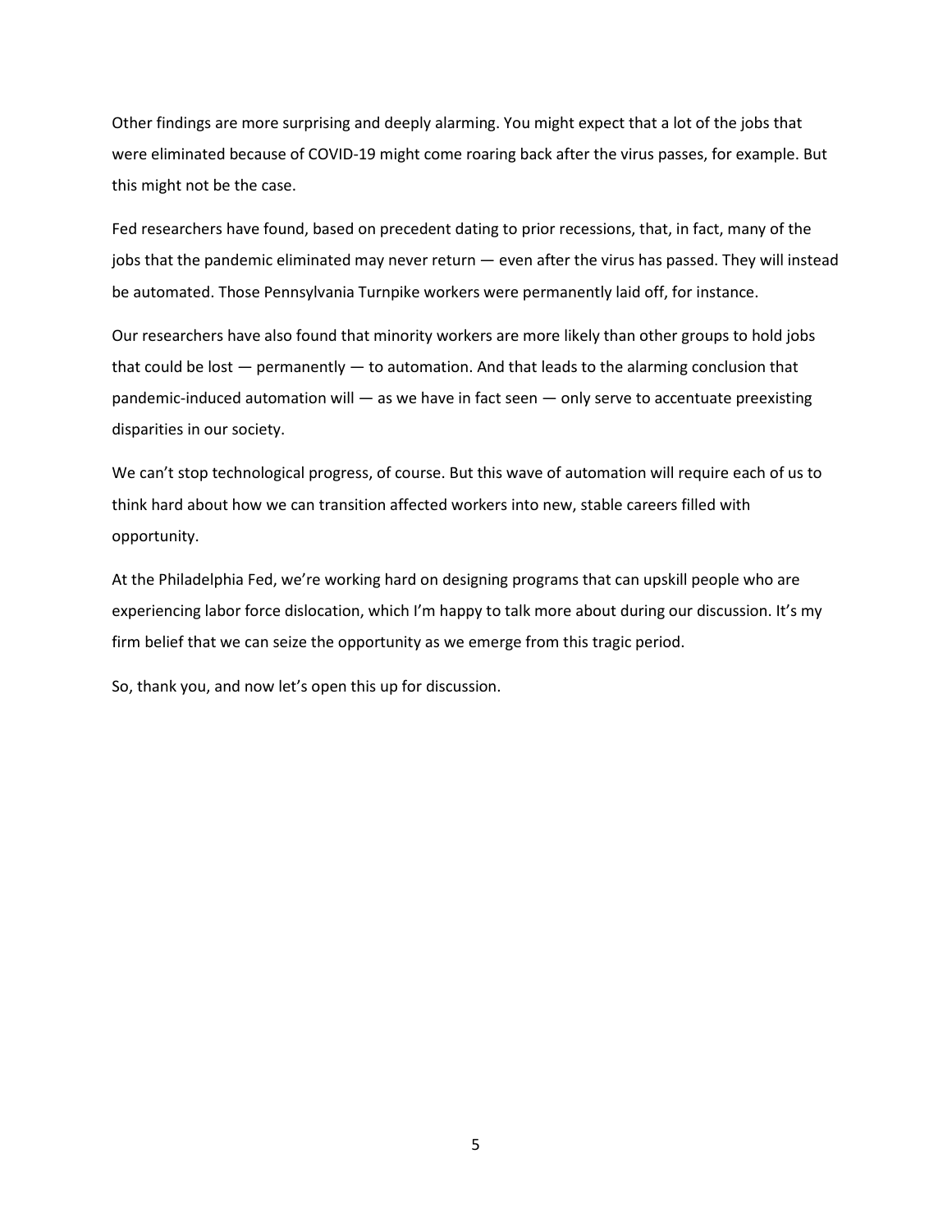Other findings are more surprising and deeply alarming. You might expect that a lot of the jobs that were eliminated because of COVID-19 might come roaring back after the virus passes, for example. But this might not be the case.

Fed researchers have found, based on precedent dating to prior recessions, that, in fact, many of the jobs that the pandemic eliminated may never return — even after the virus has passed. They will instead be automated. Those Pennsylvania Turnpike workers were permanently laid off, for instance.

Our researchers have also found that minority workers are more likely than other groups to hold jobs that could be lost — permanently — to automation. And that leads to the alarming conclusion that pandemic-induced automation will — as we have in fact seen — only serve to accentuate preexisting disparities in our society.

We can't stop technological progress, of course. But this wave of automation will require each of us to think hard about how we can transition affected workers into new, stable careers filled with opportunity.

At the Philadelphia Fed, we're working hard on designing programs that can upskill people who are experiencing labor force dislocation, which I'm happy to talk more about during our discussion. It's my firm belief that we can seize the opportunity as we emerge from this tragic period.

So, thank you, and now let's open this up for discussion.